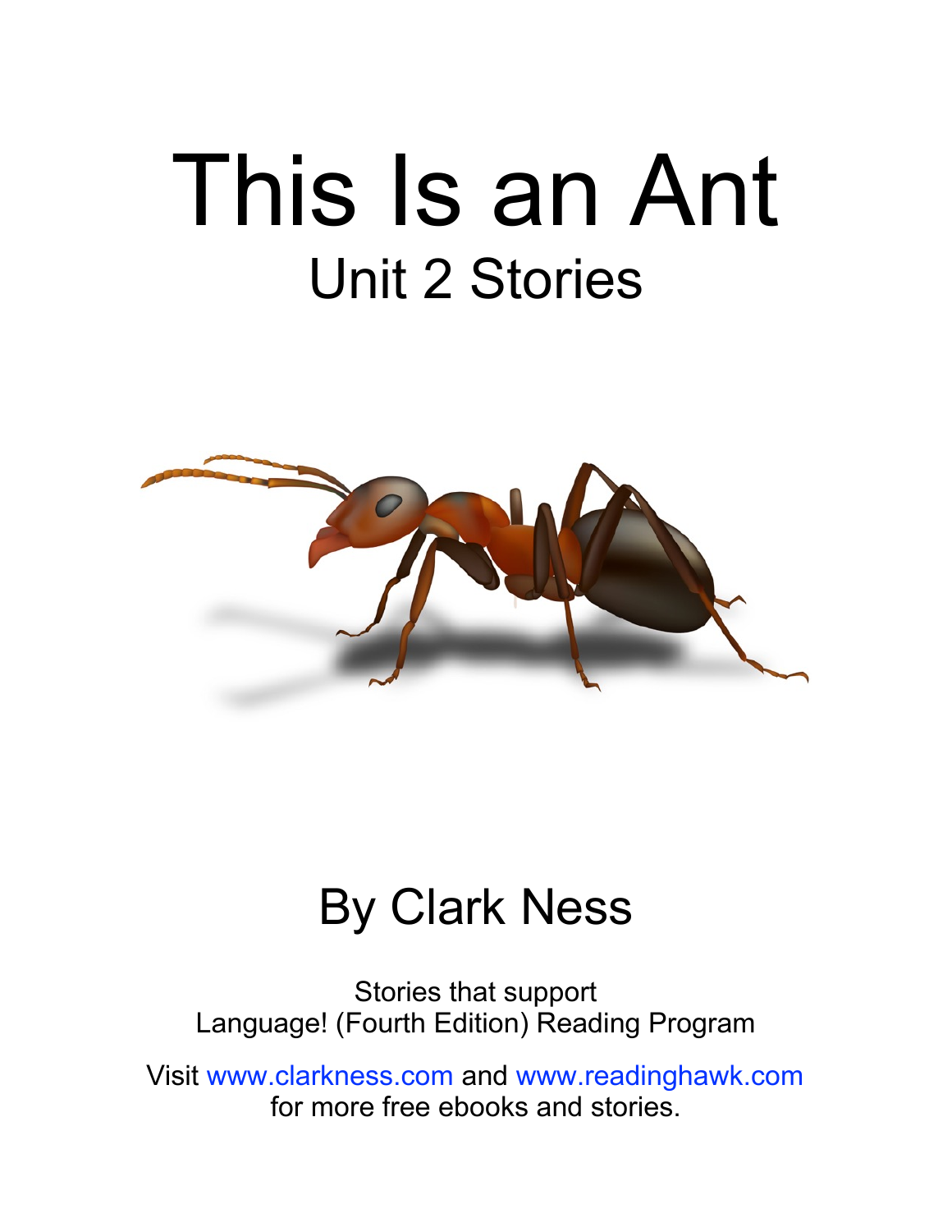# This Is an Ant

## Unit 2 Stories

By Clark Ness

Stories that support
Language! (Fourth Edition) Reading Program

Visit www.clarkness.com and www.readinghawk.com
for more free ebooks and stories.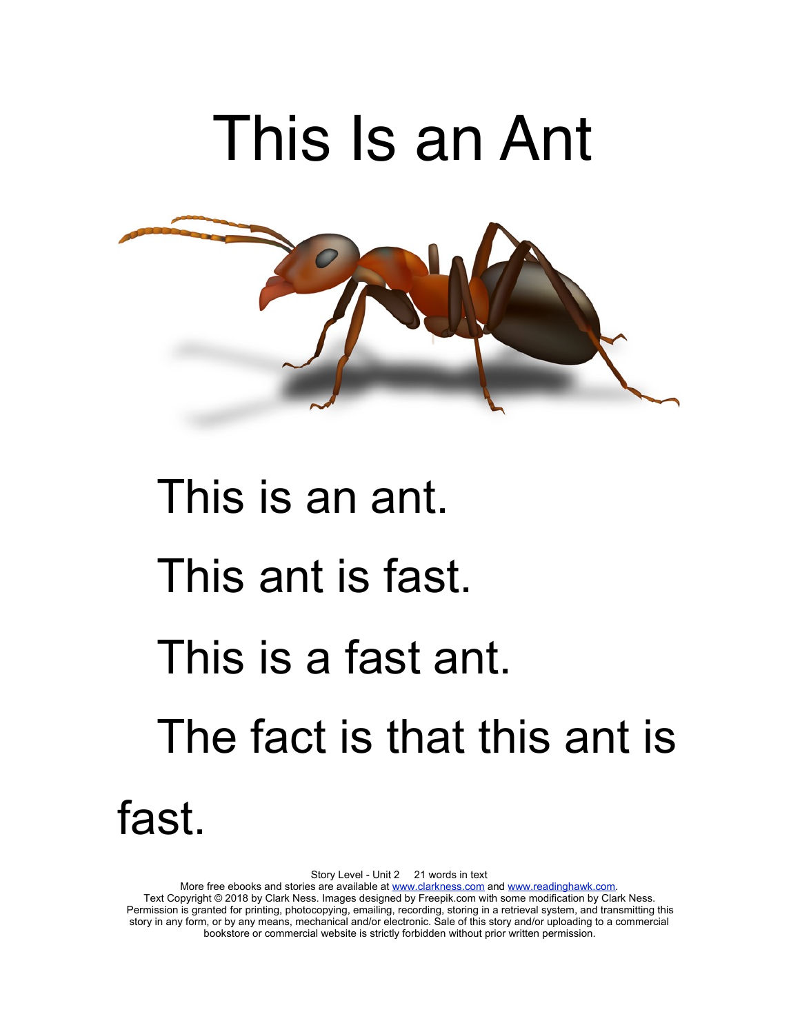# This Is an Ant

This is an ant.

This ant is fast.

This is a fast ant.

The fact is that this ant is fast.

Story Level - Unit 2 21 words in text
More free ebooks and stories are available at www.clarkness.com and www.readinghawk.com.
Text Copyright © 2018 by Clark Ness. Images designed by Freepik.com with some modification by Clark Ness.
Permission is granted for printing, photocopying, emailing, recording, storing in a retrieval system, and transmitting this story in any form, or by any means, mechanical and/or electronic. Sale of this story and/or uploading to a commercial bookstore or commercial website is strictly forbidden without prior written permission.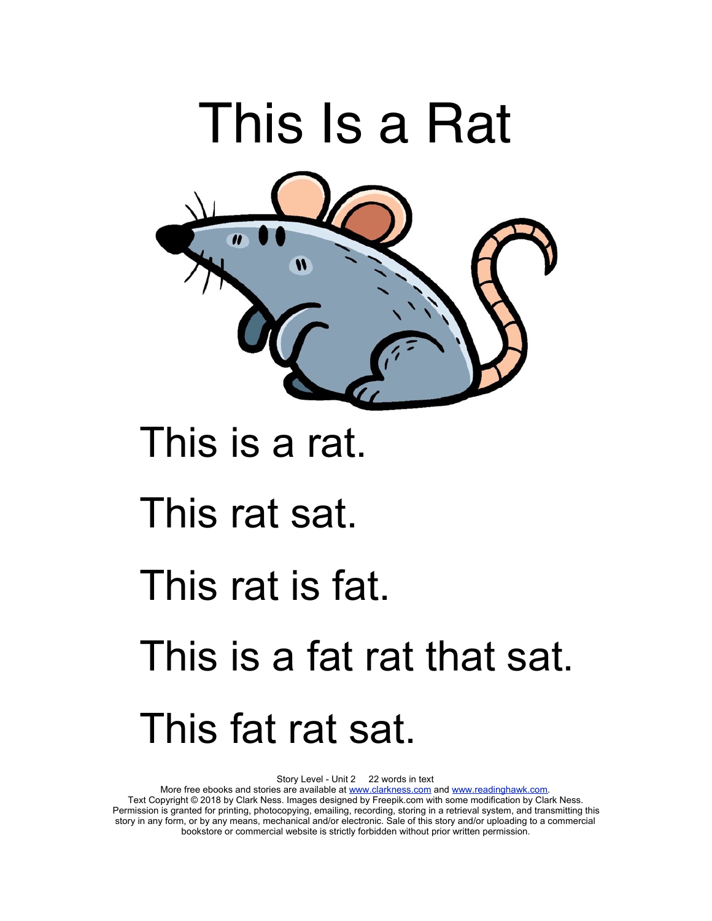# This Is a Rat

This is a rat.

This rat sat.

This rat is fat.

This is a fat rat that sat.

This fat rat sat.

Story Level - Unit 2     22 words in text
More free ebooks and stories are available at www.clarkness.com and www.readinghawk.com.
Text Copyright © 2018 by Clark Ness. Images designed by Freepik.com with some modification by Clark Ness.
Permission is granted for printing, photocopying, emailing, recording, storing in a retrieval system, and transmitting this story in any form, or by any means, mechanical and/or electronic. Sale of this story and/or uploading to a commercial bookstore or commercial website is strictly forbidden without prior written permission.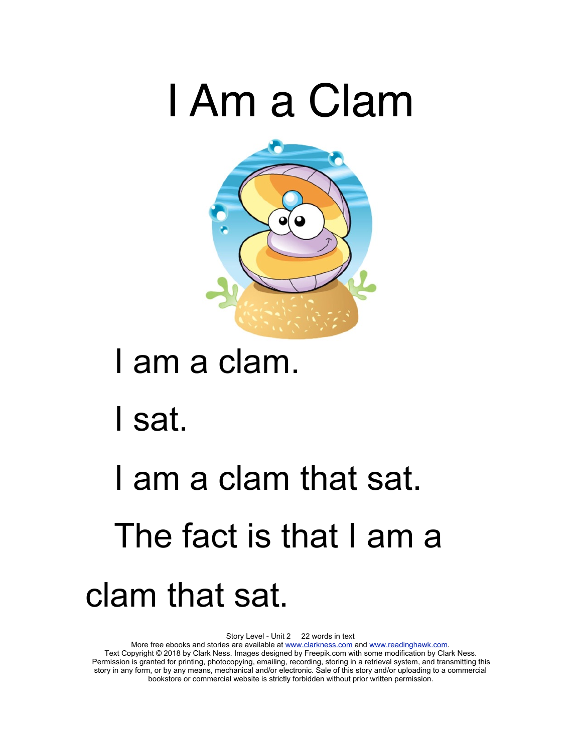# I Am a Clam

I am a clam.

I sat.

I am a clam that sat.

The fact is that I am a clam that sat.

Story Level - Unit 2 22 words in text

More free ebooks and stories are available at www.clarkness.com and www.readinghawk.com.

Text Copyright © 2018 by Clark Ness. Images designed by Freepik.com with some modification by Clark Ness. Permission is granted for printing, photocopying, emailing, recording, storing in a retrieval system, and transmitting this story in any form, or by any means, mechanical and/or electronic. Sale of this story and/or uploading to a commercial bookstore or commercial website is strictly forbidden without prior written permission.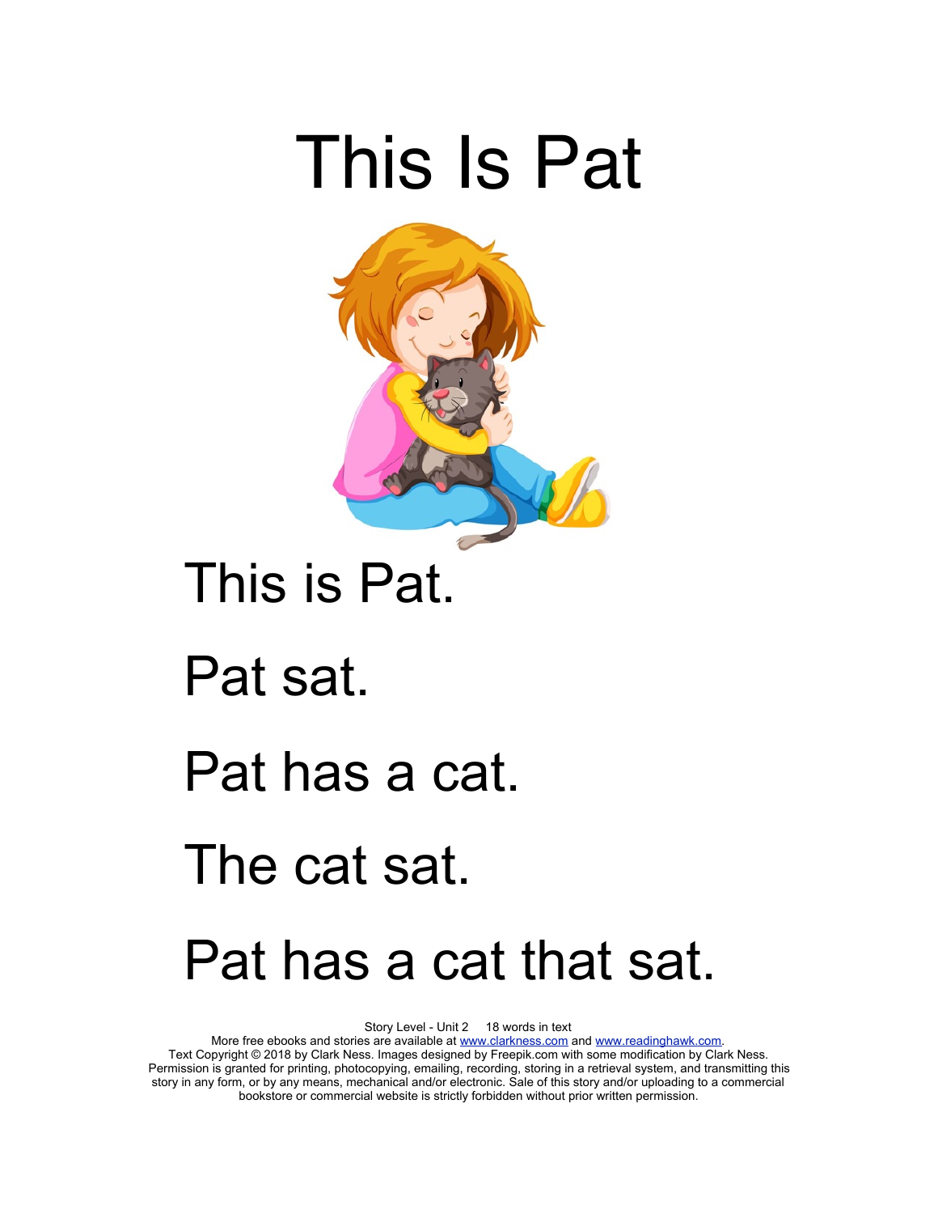# This Is Pat

This is Pat.

Pat sat.

Pat has a cat.

The cat sat.

Pat has a cat that sat.

Story Level - Unit 2 18 words in text

More free ebooks and stories are available at www.clarkness.com and www.readinghawk.com.

Text Copyright © 2018 by Clark Ness. Images designed by Freepik.com with some modification by Clark Ness. Permission is granted for printing, photocopying, emailing, recording, storing in a retrieval system, and transmitting this story in any form, or by any means, mechanical and/or electronic. Sale of this story and/or uploading to a commercial bookstore or commercial website is strictly forbidden without prior written permission.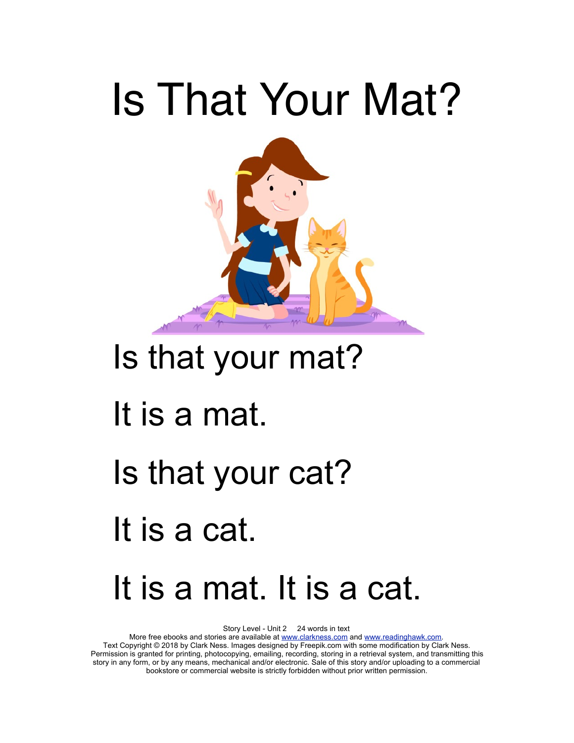# Is That Your Mat?

Is that your mat?

It is a mat.

Is that your cat?

It is a cat.

It is a mat. It is a cat.

Story Level - Unit 2 24 words in text
More free ebooks and stories are available at www.clarkness.com and www.readinghawk.com.
Text Copyright © 2018 by Clark Ness. Images designed by Freepik.com with some modification by Clark Ness.
Permission is granted for printing, photocopying, emailing, recording, storing in a retrieval system, and transmitting this story in any form, or by any means, mechanical and/or electronic. Sale of this story and/or uploading to a commercial bookstore or commercial website is strictly forbidden without prior written permission.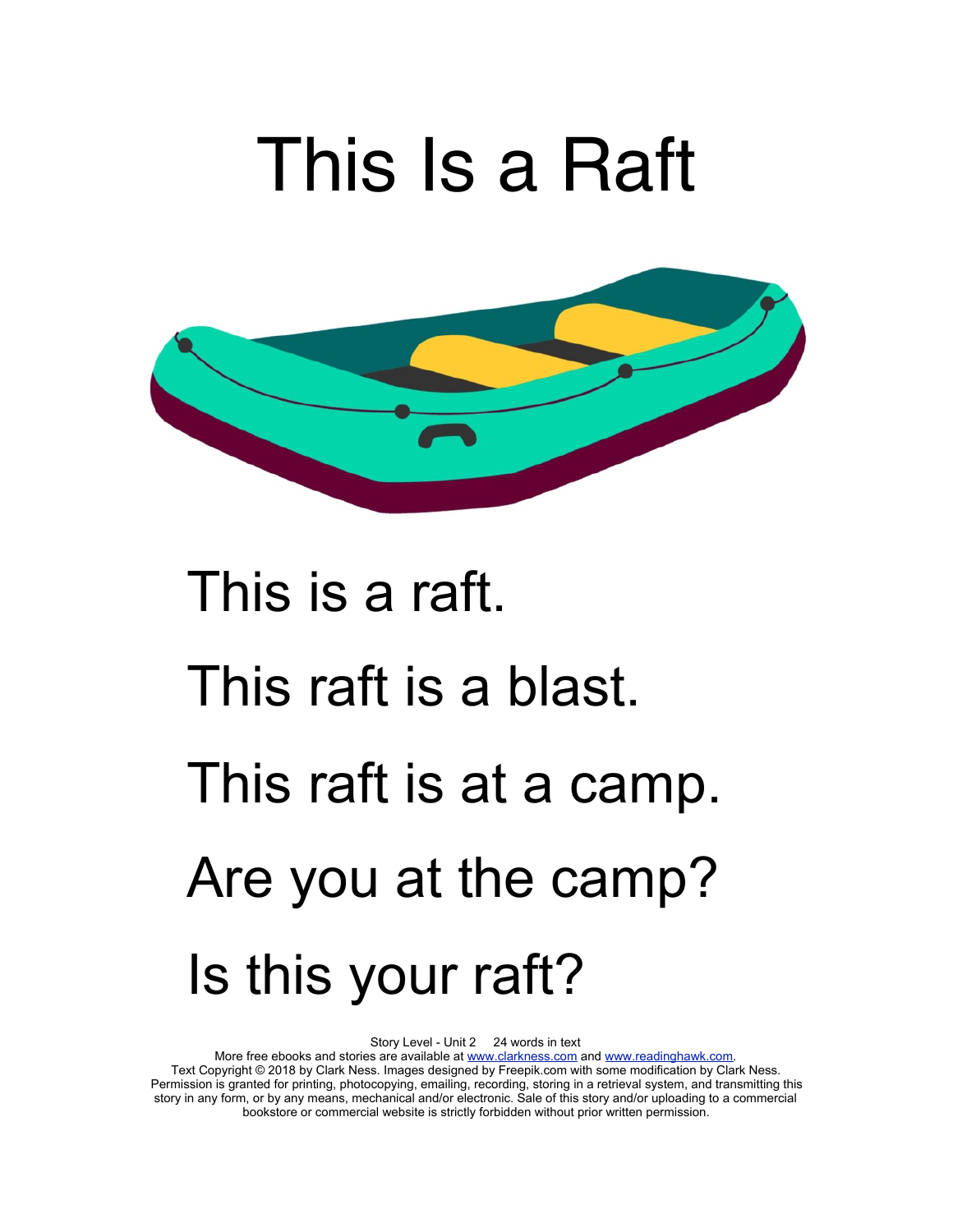# This Is a Raft

This is a raft.

This raft is a blast.

This raft is at a camp.

Are you at the camp?

Is this your raft?

Story Level - Unit 2     24 words in text

More free ebooks and stories are available at www.clarkness.com and www.readinghawk.com.

Text Copyright © 2018 by Clark Ness. Images designed by Freepik.com with some modification by Clark Ness. Permission is granted for printing, photocopying, emailing, recording, storing in a retrieval system, and transmitting this story in any form, or by any means, mechanical and/or electronic. Sale of this story and/or uploading to a commercial bookstore or commercial website is strictly forbidden without prior written permission.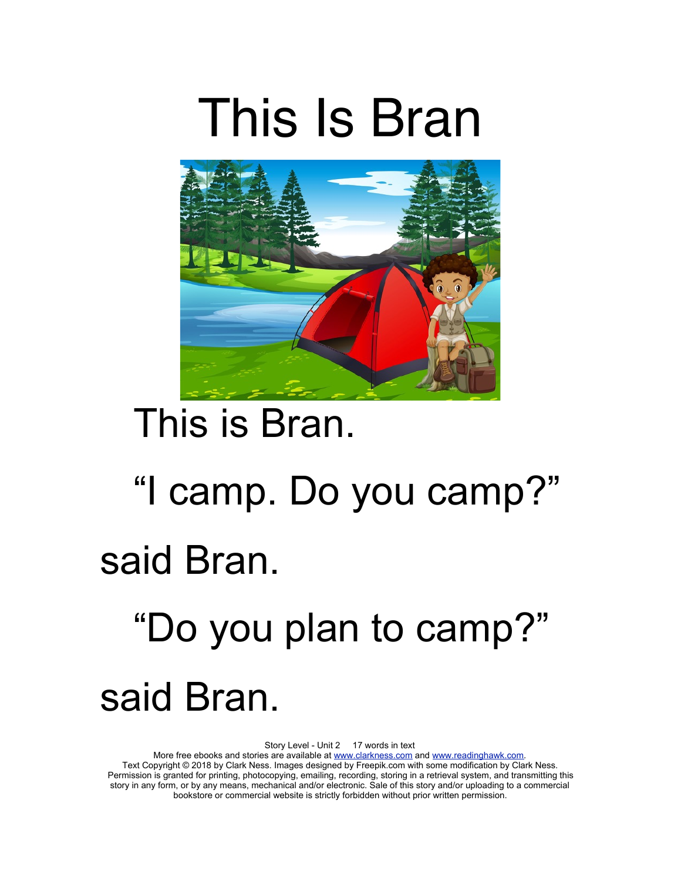# This Is Bran

This is Bran.

"I camp. Do you camp?" said Bran.

"Do you plan to camp?" said Bran.

Story Level - Unit 2     17 words in text
More free ebooks and stories are available at www.clarkness.com and www.readinghawk.com.
Text Copyright © 2018 by Clark Ness. Images designed by Freepik.com with some modification by Clark Ness.
Permission is granted for printing, photocopying, emailing, recording, storing in a retrieval system, and transmitting this story in any form, or by any means, mechanical and/or electronic. Sale of this story and/or uploading to a commercial bookstore or commercial website is strictly forbidden without prior written permission.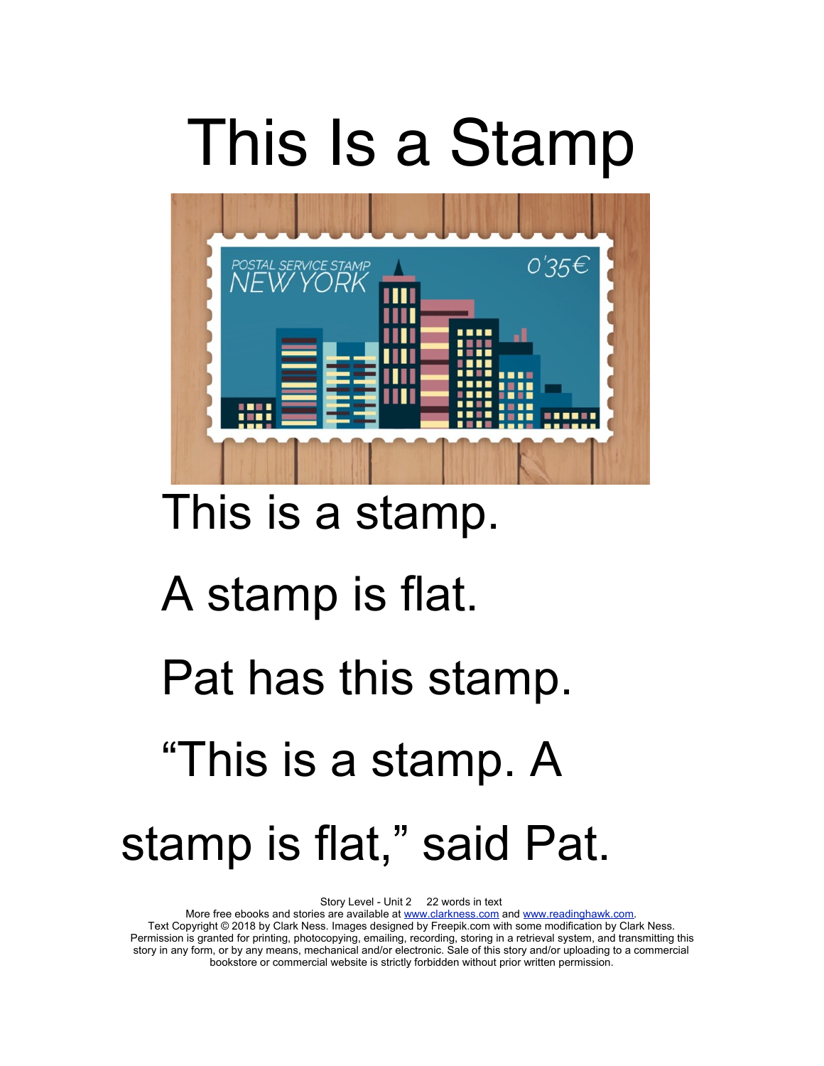# This Is a Stamp

This is a stamp.

A stamp is flat.

Pat has this stamp.

“This is a stamp. A stamp is flat,” said Pat.

Story Level - Unit 2 22 words in text

More free ebooks and stories are available at www.clarkness.com and www.readinghawk.com.

Text Copyright © 2018 by Clark Ness. Images designed by Freepik.com with some modification by Clark Ness. Permission is granted for printing, photocopying, emailing, recording, storing in a retrieval system, and transmitting this story in any form, or by any means, mechanical and/or electronic. Sale of this story and/or uploading to a commercial bookstore or commercial website is strictly forbidden without prior written permission.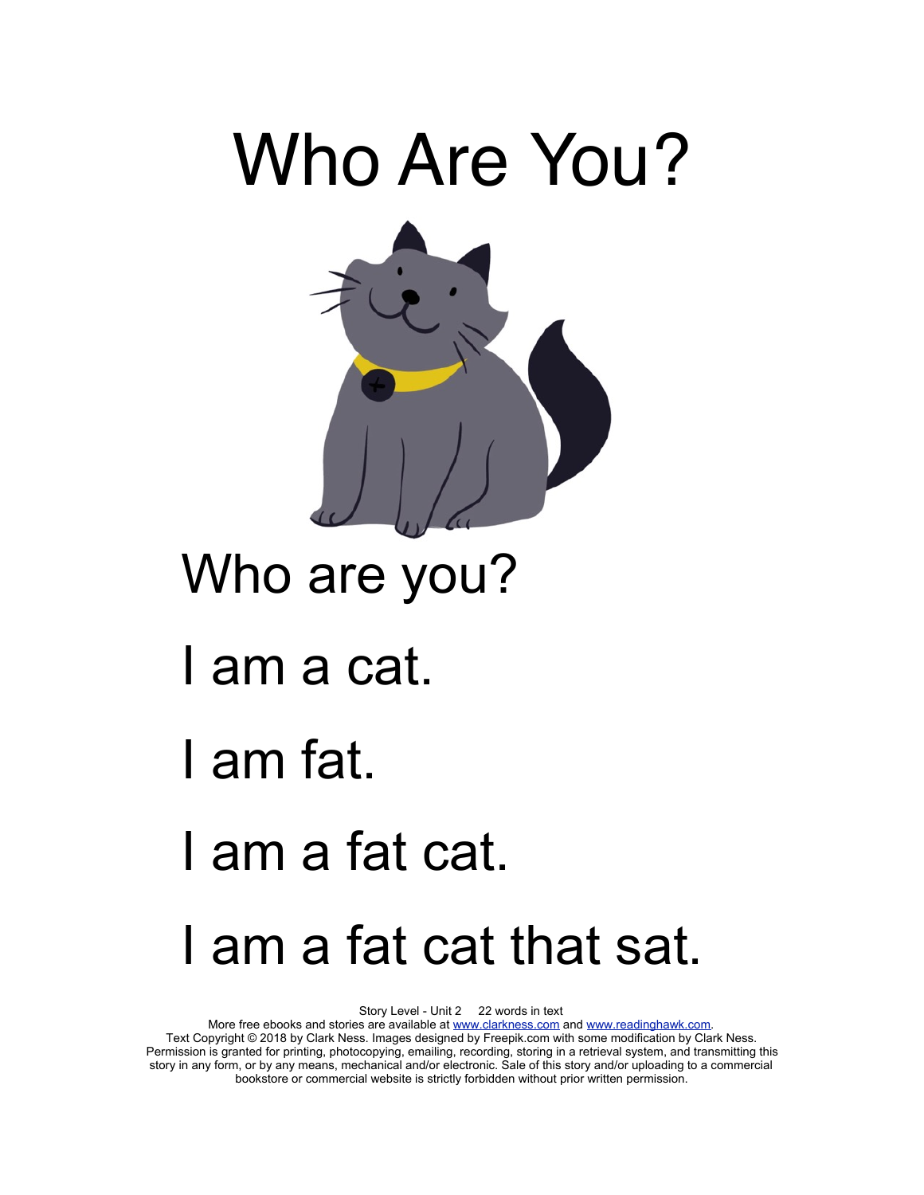# Who Are You?

Who are you?

I am a cat.

I am fat.

I am a fat cat.

I am a fat cat that sat.

Story Level - Unit 2     22 words in text

More free ebooks and stories are available at www.clarkness.com and www.readinghawk.com.

Text Copyright © 2018 by Clark Ness. Images designed by Freepik.com with some modification by Clark Ness. Permission is granted for printing, photocopying, emailing, recording, storing in a retrieval system, and transmitting this story in any form, or by any means, mechanical and/or electronic. Sale of this story and/or uploading to a commercial bookstore or commercial website is strictly forbidden without prior written permission.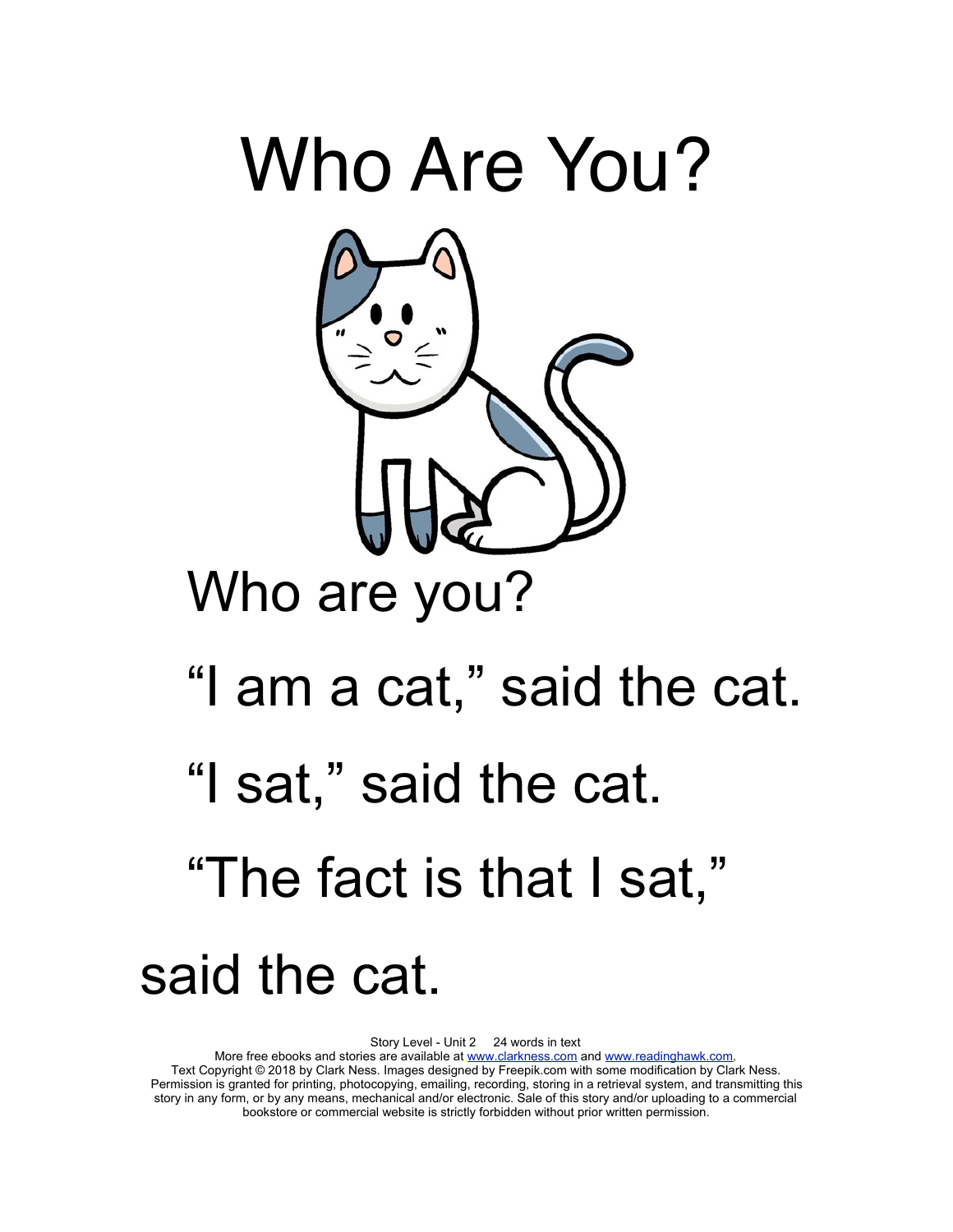# Who Are You?

Who are you?

"I am a cat," said the cat.

"I sat," said the cat.

"The fact is that I sat,"

said the cat.

Story Level - Unit 2 24 words in text
More free ebooks and stories are available at www.clarkness.com and www.readinghawk.com.
Text Copyright © 2018 by Clark Ness. Images designed by Freepik.com with some modification by Clark Ness.
Permission is granted for printing, photocopying, emailing, recording, storing in a retrieval system, and transmitting this story in any form, or by any means, mechanical and/or electronic. Sale of this story and/or uploading to a commercial bookstore or commercial website is strictly forbidden without prior written permission.